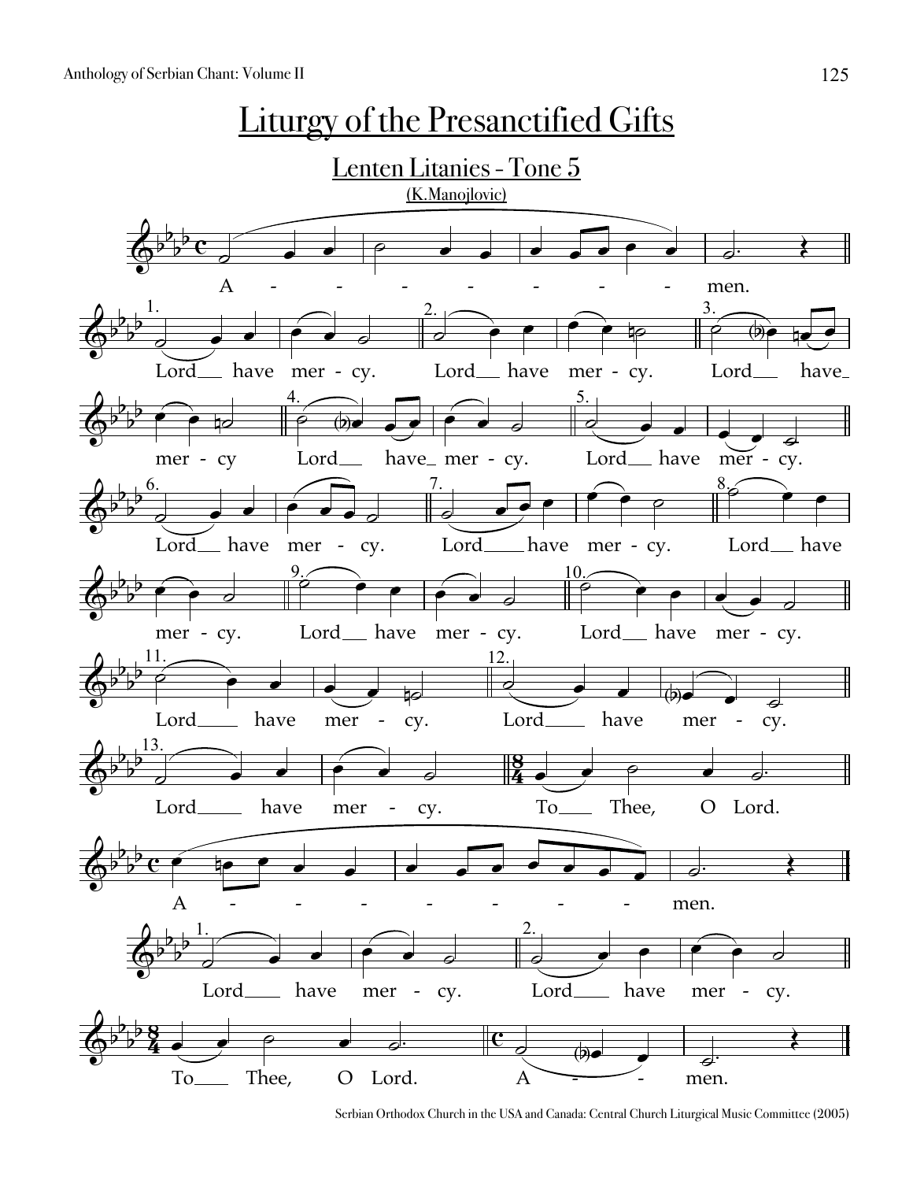# Liturgy of the Presanctified Gifts

## Lenten Litanies - Tone 5

(K.Manojlovic)

A - - - - - - - men.

1. Lord have mer - cy. 2. Lord have mer - cy. 3. Lord have mer - cy 4. Lord have mer - cy. 5. Lord have mer - cy.

6. Lord have mer - cy. 7. Lord have mer - cy. 8. Lord have mer - cy. 9. Lord have mer - cy. 10. Lord have mer - cy.

11. Lord have mer - cy. 12. Lord have mer - cy.

13. Lord have mer - cy. To Thee, O Lord.

A - - - - - - - men.

1. Lord have mer - cy. 2. Lord have mer - cy.

To Thee, O Lord. A - - men.

Serbian Orthodox Church in the USA and Canada: Central Church Liturgical Music Committee (2005)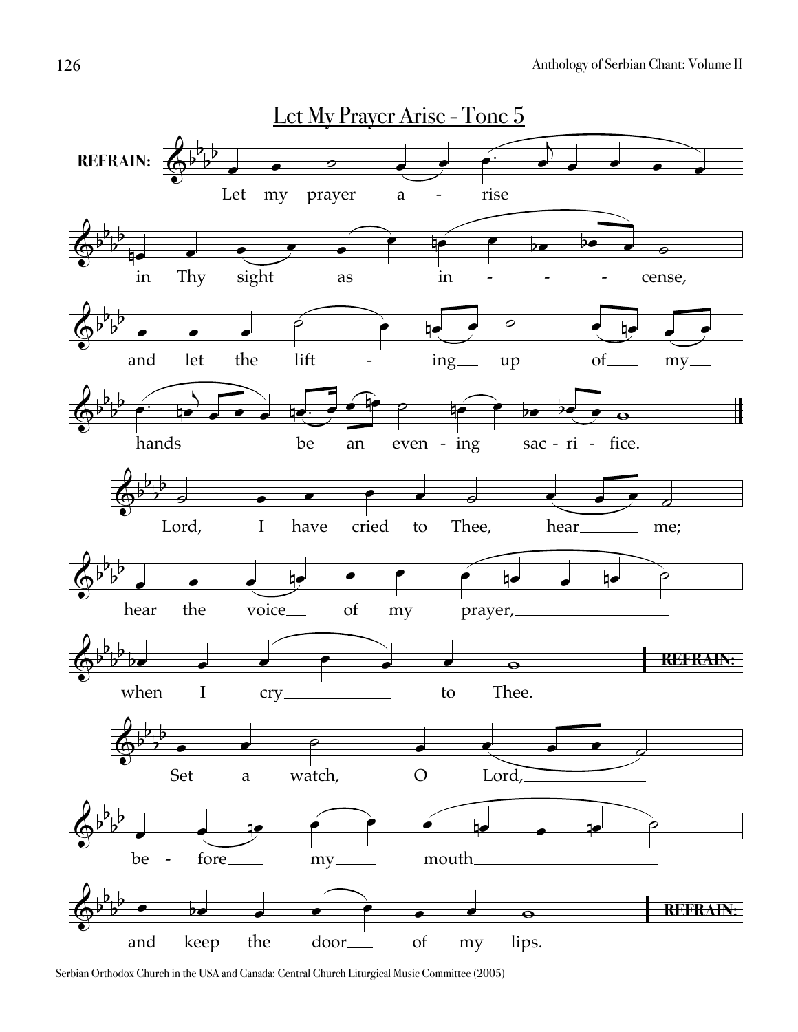## Let My Prayer Arise - Tone 5

**REFRAIN:** Let my prayer arise in Thy sight as incense, and let the lifting up of my hands be an evening sacrifice.

Lord, I have cried to Thee, hear me; hear the voice of my prayer, when I cry to Thee. **REFRAIN:**

Set a watch, O Lord, before my mouth and keep the door of my lips. **REFRAIN:**

Serbian Orthodox Church in the USA and Canada: Central Church Liturgical Music Committee (2005)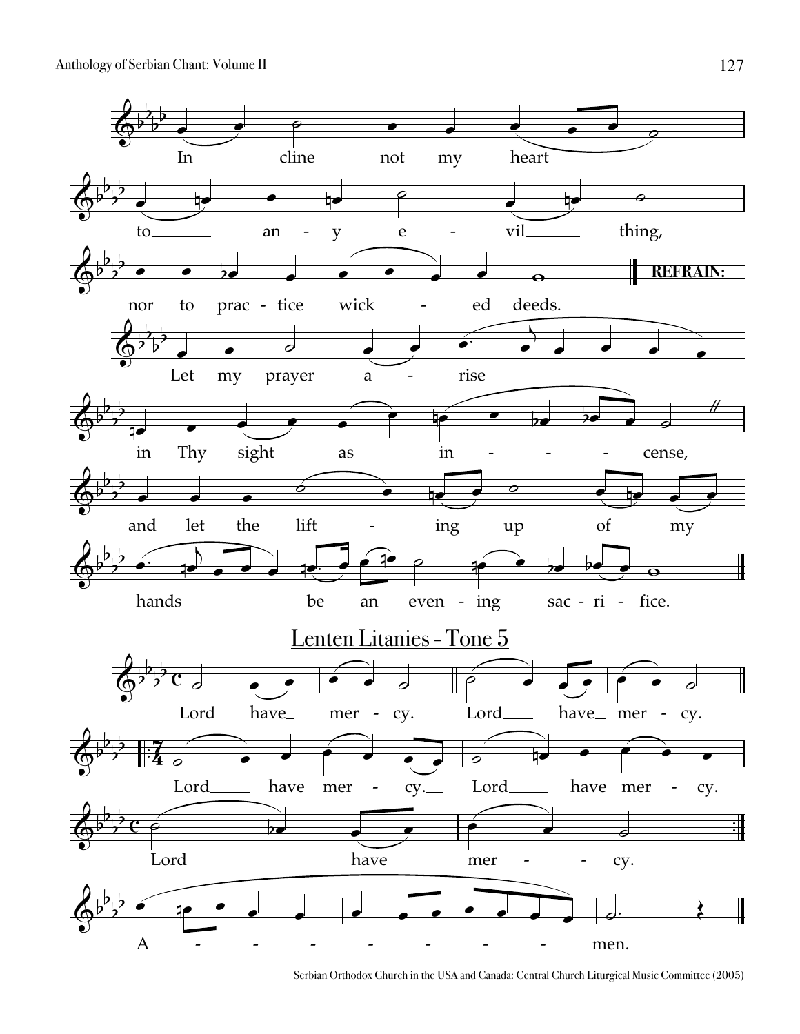In - cline not my heart

to an - y e - vil thing,

nor to prac - tice wick - ed deeds.

**REFRAIN:**

Let my prayer a - rise

in Thy sight as in - - - - cense,

and let the lift - ing up of my

hands be an even - ing sac - ri - fice.

## Lenten Litanies - Tone 5

Lord have mer - cy. Lord have mer - cy.

Lord have mer - cy. Lord have mer - cy.

Lord have mer - - cy.

A - - - - - - - - men.

Serbian Orthodox Church in the USA and Canada: Central Church Liturgical Music Committee (2005)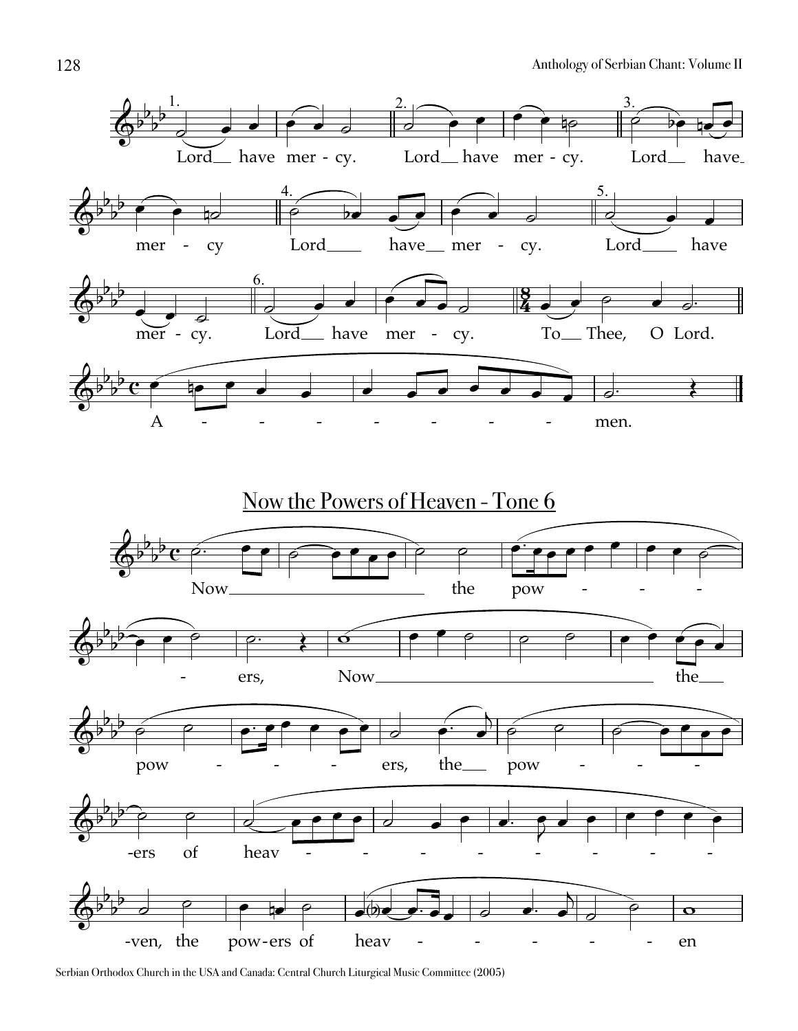## Now the Powers of Heaven - Tone 6

Serbian Orthodox Church in the USA and Canada: Central Church Liturgical Music Committee (2005)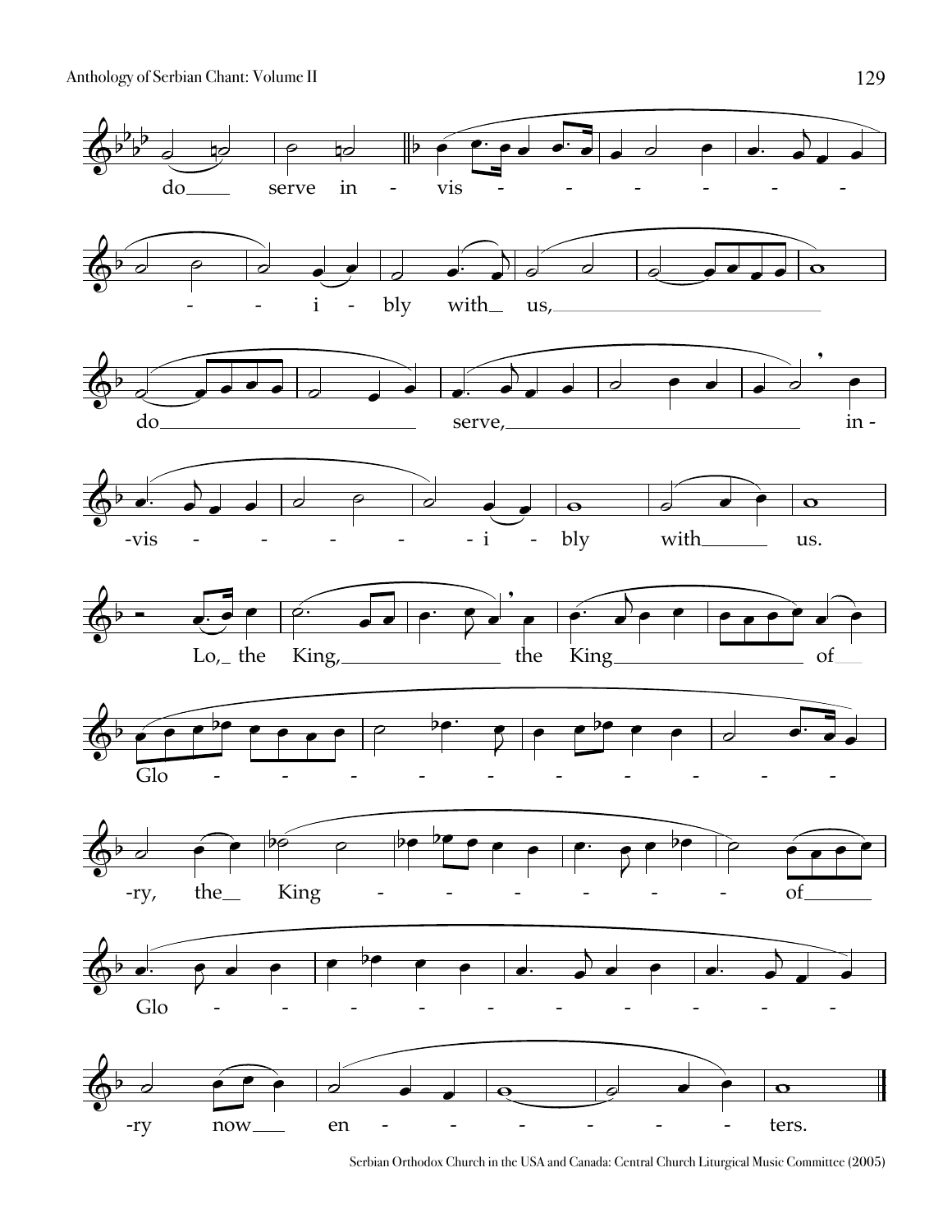do serve in - vis - - - - - - -

- - i - bly with us,

do serve, in -

-vis - - - - - i - bly with us.

Lo, the King, the King of

Glo - - - - - - - - - - - -

-ry, the King - - - - - - of

Glo - - - - - - - - - - -

-ry now en - - - - - - ters.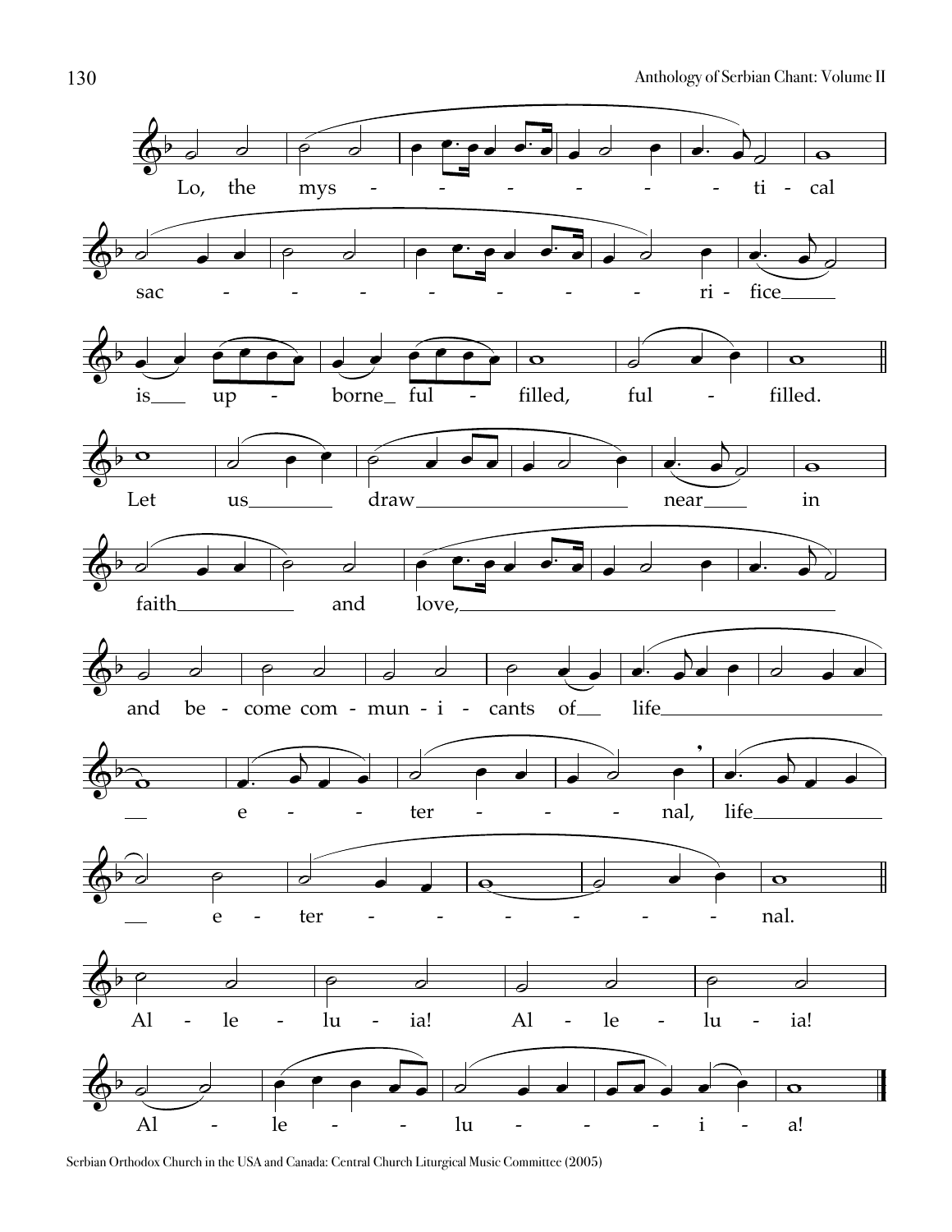Lo, the mys - - - - - - ti - cal

sac - - - - - - - - ri - fice

is up - borne ful - filled, ful - filled.

Let us draw near in

faith and love,

and be - come com - mun - i - cants of life

e - - - ter - - - - nal, life

e - ter - - - - - - nal.

Al - le - lu - ia! Al - le - lu - ia!

Al - le - - - lu - - - - i - a!

Serbian Orthodox Church in the USA and Canada: Central Church Liturgical Music Committee (2005)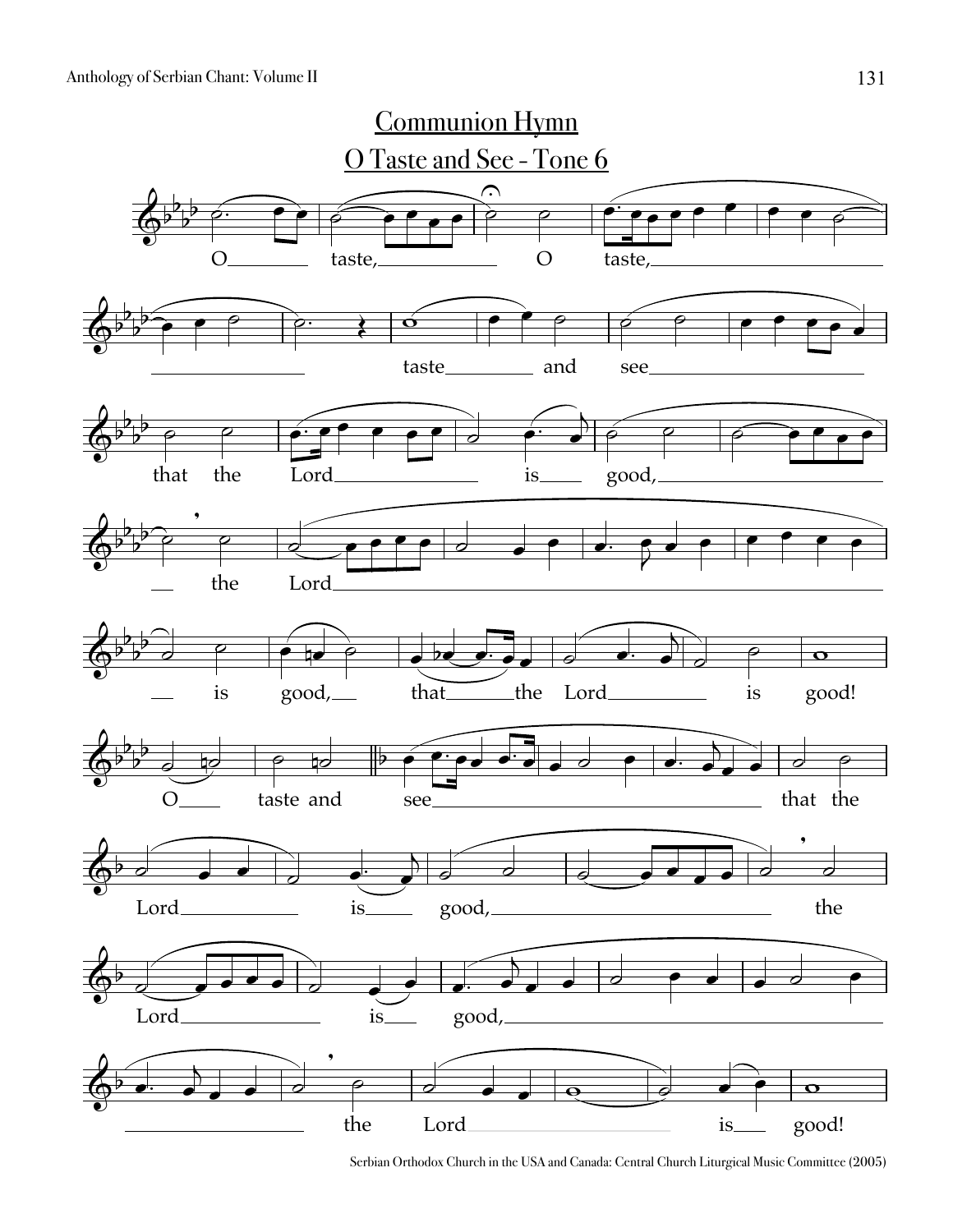# Communion Hymn

## O Taste and See - Tone 6

O taste, O taste, taste and see that the Lord is good, the Lord is good, that the Lord is good!

O taste and see that the Lord is good, the Lord is good, the Lord is good!

Serbian Orthodox Church in the USA and Canada: Central Church Liturgical Music Committee (2005)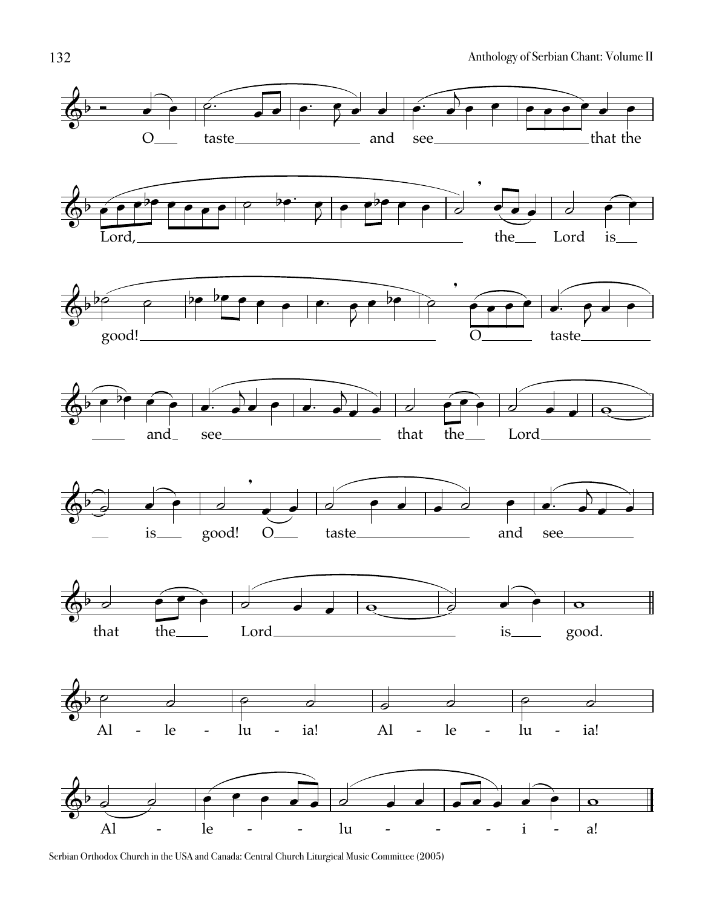O taste and see that the Lord, the Lord is good! O taste and see that the Lord is good! O taste and see that the Lord is good.

Al - le - lu - ia! Al - le - lu - ia!

Al - le - lu - i - a!

Serbian Orthodox Church in the USA and Canada: Central Church Liturgical Music Committee (2005)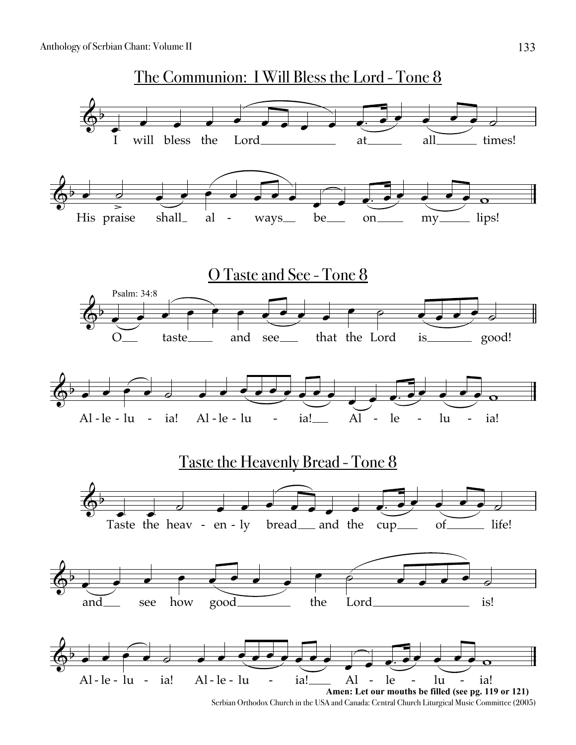## The Communion: I Will Bless the Lord - Tone 8

I will bless the Lord at all times!

His praise shall always be on my lips!

## O Taste and See - Tone 8

Psalm: 34:8

O taste and see that the Lord is good!

Al-le-lu-ia! Al-le-lu-ia! Al-le-lu-ia!

## Taste the Heavenly Bread - Tone 8

Taste the heav-en-ly bread and the cup of life!

and see how good the Lord is!

Al-le-lu-ia! Al-le-lu-ia! Al-le-lu-ia!

**Amen: Let our mouths be filled (see pg. 119 or 121)**

Serbian Orthodox Church in the USA and Canada: Central Church Liturgical Music Committee (2005)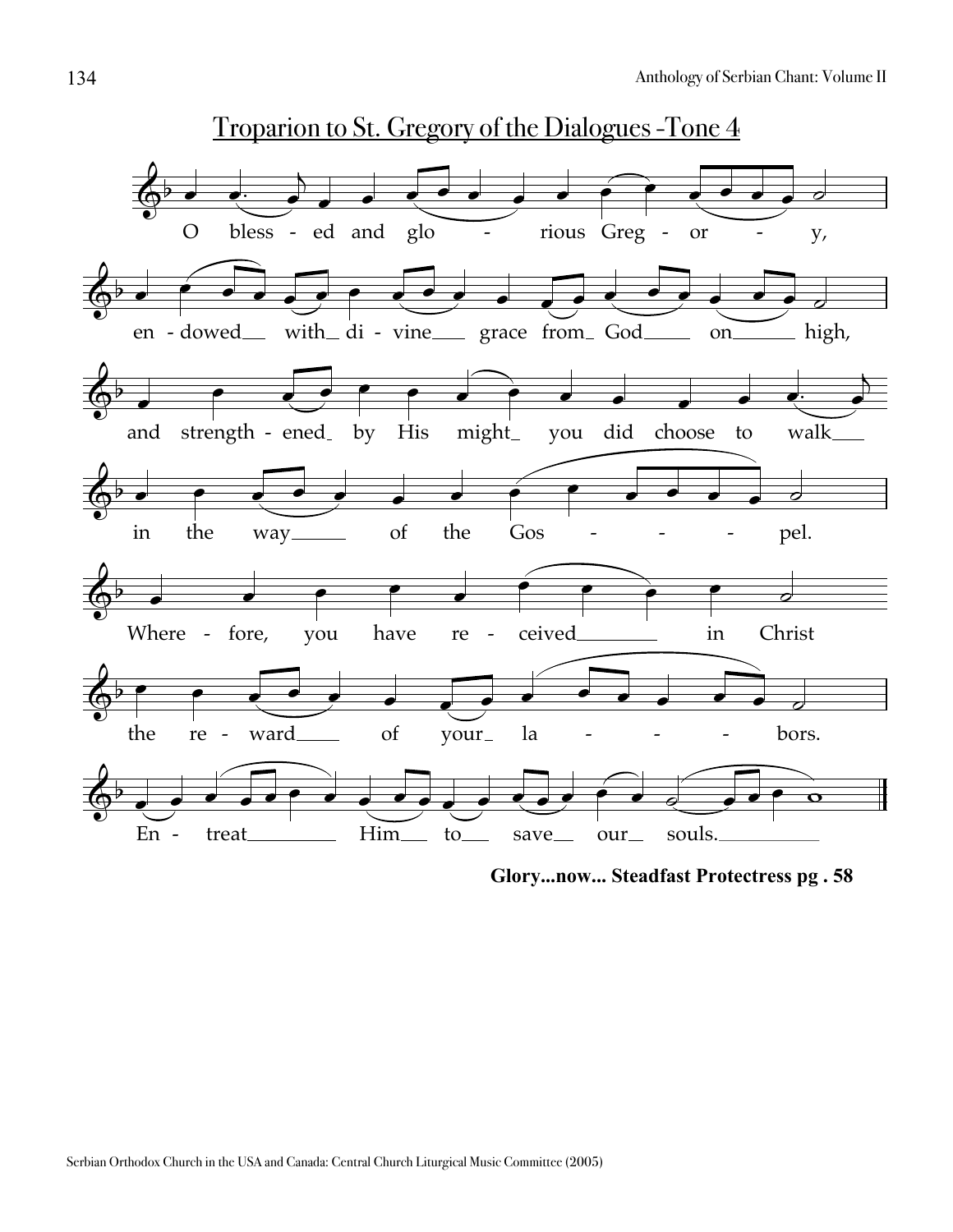## Troparion to St. Gregory of the Dialogues -Tone 4

O bless - ed and glo - rious Greg - or - y,

en - dowed with di - vine grace from God on high,

and strength - ened by His might you did choose to walk

in the way of the Gos - - - pel.

Where - fore, you have re - ceived in Christ

the re - ward of your la - - - bors.

En - treat Him to save our souls.

**Glory...now... Steadfast Protectress pg . 58**